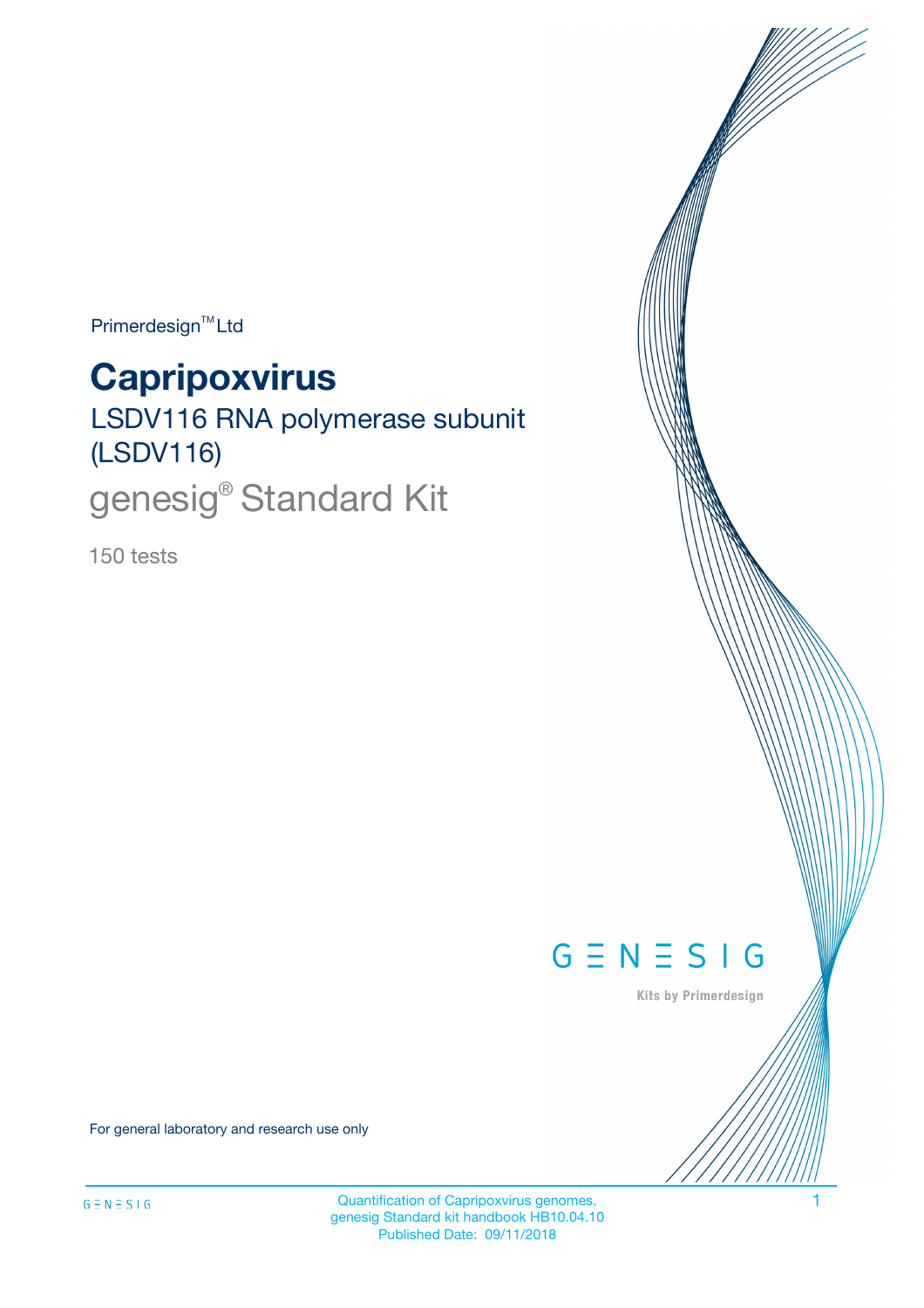Primerdesign™ Ltd

# Capripoxvirus

## LSDV116 RNA polymerase subunit (LSDV116)

## genesig® Standard Kit

150 tests

GENESIG

Kits by Primerdesign

For general laboratory and research use only

Quantification of Capripoxvirus genomes.
genesig Standard kit handbook HB10.04.10
Published Date: 09/11/2018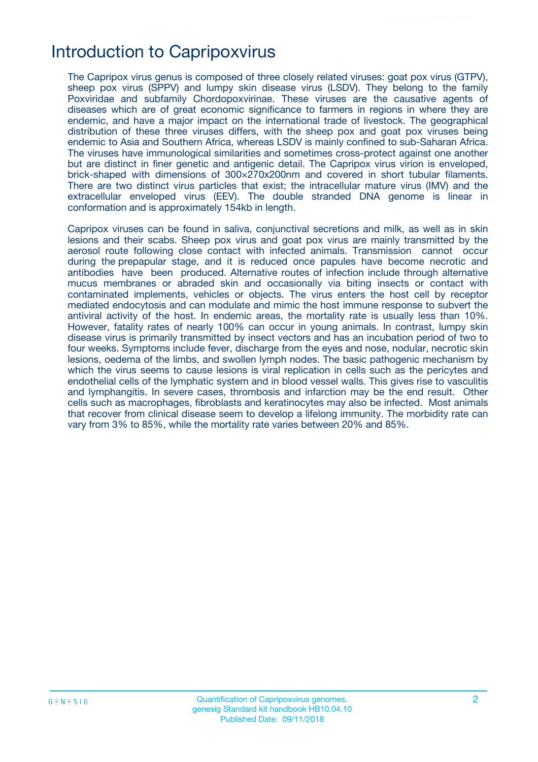# Introduction to Capripoxvirus

The Capripox virus genus is composed of three closely related viruses: goat pox virus (GTPV), sheep pox virus (SPPV) and lumpy skin disease virus (LSDV). They belong to the family Poxviridae and subfamily Chordopoxvirinae. These viruses are the causative agents of diseases which are of great economic significance to farmers in regions in where they are endemic, and have a major impact on the international trade of livestock. The geographical distribution of these three viruses differs, with the sheep pox and goat pox viruses being endemic to Asia and Southern Africa, whereas LSDV is mainly confined to sub-Saharan Africa. The viruses have immunological similarities and sometimes cross-protect against one another but are distinct in finer genetic and antigenic detail. The Capripox virus virion is enveloped, brick-shaped with dimensions of 300×270x200nm and covered in short tubular filaments. There are two distinct virus particles that exist; the intracellular mature virus (IMV) and the extracellular enveloped virus (EEV). The double stranded DNA genome is linear in conformation and is approximately 154kb in length.

Capripox viruses can be found in saliva, conjunctival secretions and milk, as well as in skin lesions and their scabs. Sheep pox virus and goat pox virus are mainly transmitted by the aerosol route following close contact with infected animals. Transmission cannot occur during the prepapular stage, and it is reduced once papules have become necrotic and antibodies have been produced. Alternative routes of infection include through alternative mucus membranes or abraded skin and occasionally via biting insects or contact with contaminated implements, vehicles or objects. The virus enters the host cell by receptor mediated endocytosis and can modulate and mimic the host immune response to subvert the antiviral activity of the host. In endemic areas, the mortality rate is usually less than 10%. However, fatality rates of nearly 100% can occur in young animals. In contrast, lumpy skin disease virus is primarily transmitted by insect vectors and has an incubation period of two to four weeks. Symptoms include fever, discharge from the eyes and nose, nodular, necrotic skin lesions, oedema of the limbs, and swollen lymph nodes. The basic pathogenic mechanism by which the virus seems to cause lesions is viral replication in cells such as the pericytes and endothelial cells of the lymphatic system and in blood vessel walls. This gives rise to vasculitis and lymphangitis. In severe cases, thrombosis and infarction may be the end result. Other cells such as macrophages, fibroblasts and keratinocytes may also be infected. Most animals that recover from clinical disease seem to develop a lifelong immunity. The morbidity rate can vary from 3% to 85%, while the mortality rate varies between 20% and 85%.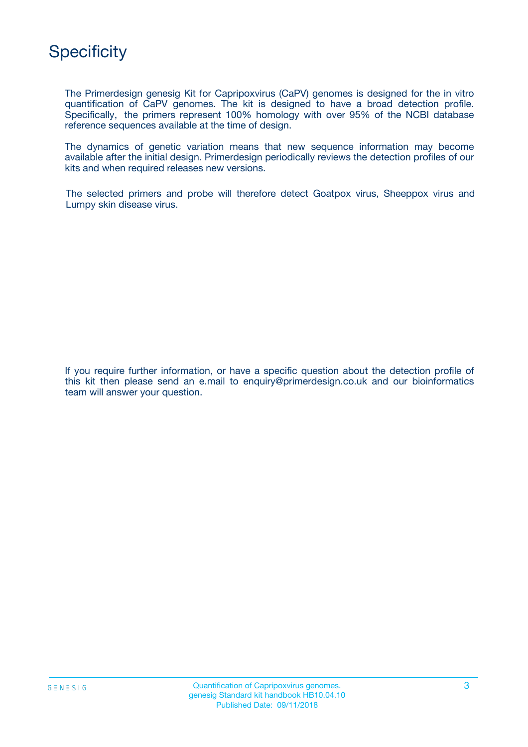# Specificity

The Primerdesign genesig Kit for Capripoxvirus (CaPV) genomes is designed for the in vitro quantification of CaPV genomes. The kit is designed to have a broad detection profile. Specifically, the primers represent 100% homology with over 95% of the NCBI database reference sequences available at the time of design.

The dynamics of genetic variation means that new sequence information may become available after the initial design. Primerdesign periodically reviews the detection profiles of our kits and when required releases new versions.

The selected primers and probe will therefore detect Goatpox virus, Sheeppox virus and Lumpy skin disease virus.

If you require further information, or have a specific question about the detection profile of this kit then please send an e.mail to enquiry@primerdesign.co.uk and our bioinformatics team will answer your question.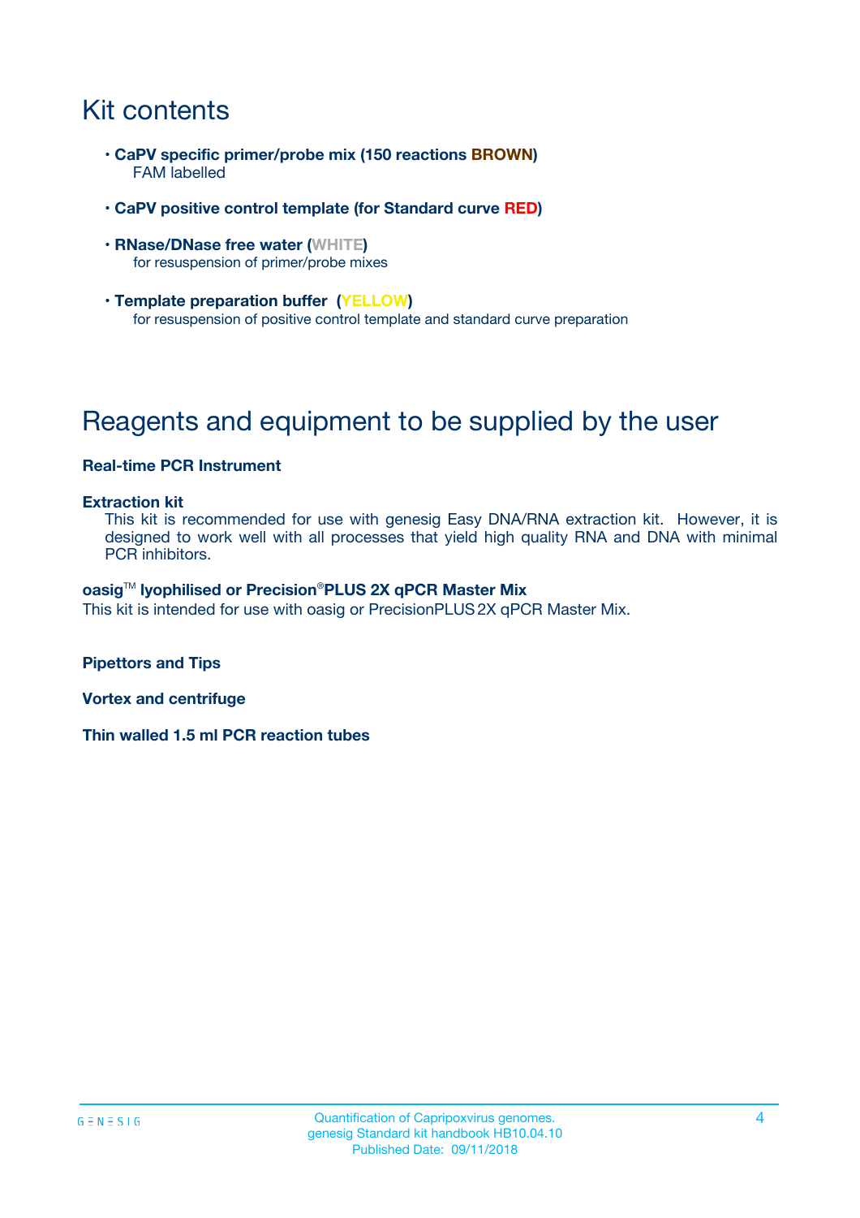# Kit contents

- **CaPV specific primer/probe mix (150 reactions BROWN)**
  FAM labelled

- **CaPV positive control template (for Standard curve RED)**

- **RNase/DNase free water (WHITE)**
  for resuspension of primer/probe mixes

- **Template preparation buffer (YELLOW)**
  for resuspension of positive control template and standard curve preparation

# Reagents and equipment to be supplied by the user

**Real-time PCR Instrument**

**Extraction kit**
This kit is recommended for use with genesig Easy DNA/RNA extraction kit. However, it is designed to work well with all processes that yield high quality RNA and DNA with minimal PCR inhibitors.

**oasig™ lyophilised or Precision®PLUS 2X qPCR Master Mix**
This kit is intended for use with oasig or PrecisionPLUS 2X qPCR Master Mix.

**Pipettors and Tips**

**Vortex and centrifuge**

**Thin walled 1.5 ml PCR reaction tubes**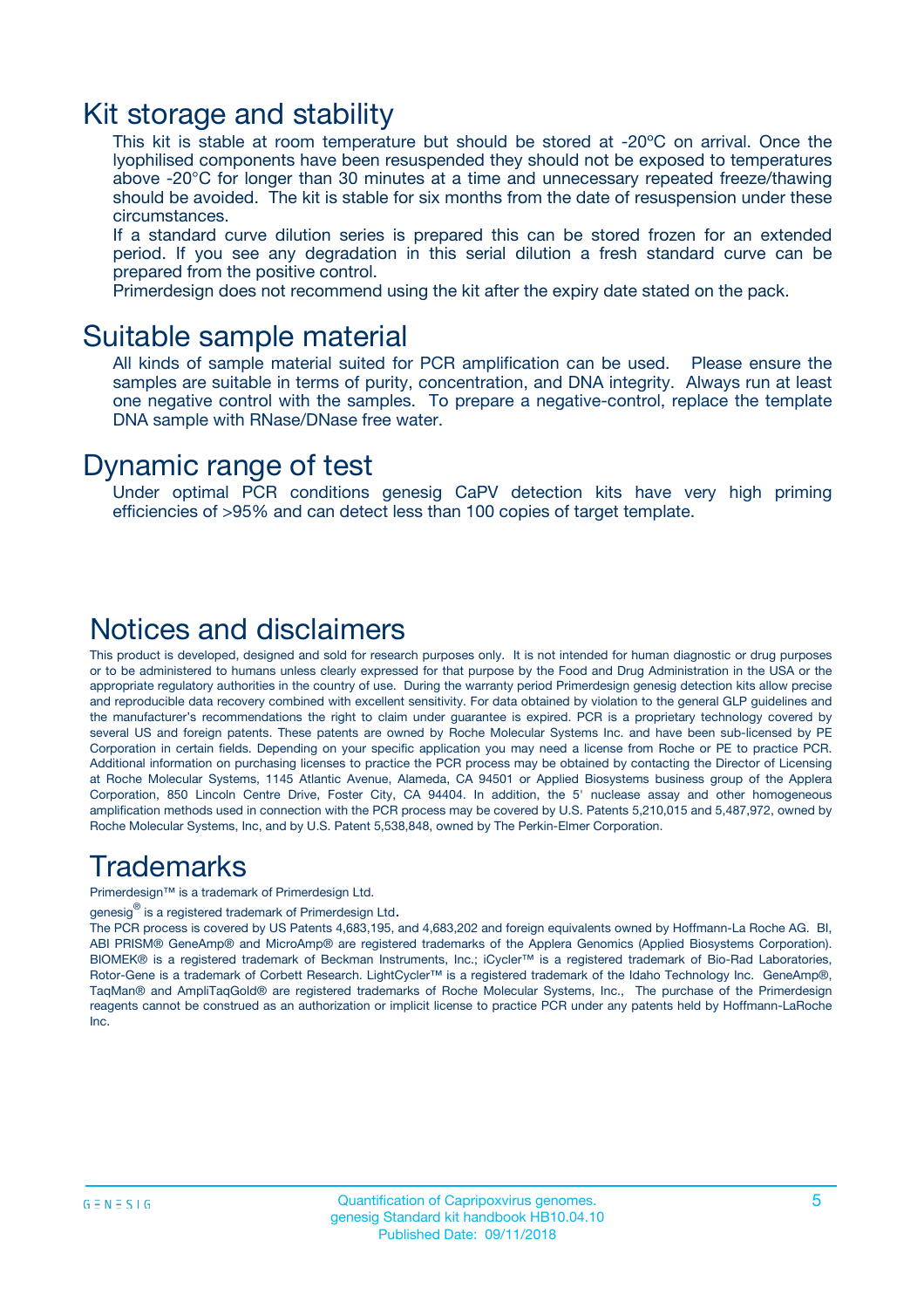## Kit storage and stability

This kit is stable at room temperature but should be stored at -20ºC on arrival. Once the lyophilised components have been resuspended they should not be exposed to temperatures above -20°C for longer than 30 minutes at a time and unnecessary repeated freeze/thawing should be avoided. The kit is stable for six months from the date of resuspension under these circumstances.

If a standard curve dilution series is prepared this can be stored frozen for an extended period. If you see any degradation in this serial dilution a fresh standard curve can be prepared from the positive control.

Primerdesign does not recommend using the kit after the expiry date stated on the pack.

## Suitable sample material

All kinds of sample material suited for PCR amplification can be used. Please ensure the samples are suitable in terms of purity, concentration, and DNA integrity. Always run at least one negative control with the samples. To prepare a negative-control, replace the template DNA sample with RNase/DNase free water.

## Dynamic range of test

Under optimal PCR conditions genesig CaPV detection kits have very high priming efficiencies of >95% and can detect less than 100 copies of target template.

## Notices and disclaimers

This product is developed, designed and sold for research purposes only. It is not intended for human diagnostic or drug purposes or to be administered to humans unless clearly expressed for that purpose by the Food and Drug Administration in the USA or the appropriate regulatory authorities in the country of use. During the warranty period Primerdesign genesig detection kits allow precise and reproducible data recovery combined with excellent sensitivity. For data obtained by violation to the general GLP guidelines and the manufacturer's recommendations the right to claim under guarantee is expired. PCR is a proprietary technology covered by several US and foreign patents. These patents are owned by Roche Molecular Systems Inc. and have been sub-licensed by PE Corporation in certain fields. Depending on your specific application you may need a license from Roche or PE to practice PCR. Additional information on purchasing licenses to practice the PCR process may be obtained by contacting the Director of Licensing at Roche Molecular Systems, 1145 Atlantic Avenue, Alameda, CA 94501 or Applied Biosystems business group of the Applera Corporation, 850 Lincoln Centre Drive, Foster City, CA 94404. In addition, the 5' nuclease assay and other homogeneous amplification methods used in connection with the PCR process may be covered by U.S. Patents 5,210,015 and 5,487,972, owned by Roche Molecular Systems, Inc, and by U.S. Patent 5,538,848, owned by The Perkin-Elmer Corporation.

## Trademarks

Primerdesign™ is a trademark of Primerdesign Ltd.

genesig® is a registered trademark of Primerdesign Ltd.

The PCR process is covered by US Patents 4,683,195, and 4,683,202 and foreign equivalents owned by Hoffmann-La Roche AG. BI, ABI PRISM® GeneAmp® and MicroAmp® are registered trademarks of the Applera Genomics (Applied Biosystems Corporation). BIOMEK® is a registered trademark of Beckman Instruments, Inc.; iCycler™ is a registered trademark of Bio-Rad Laboratories, Rotor-Gene is a trademark of Corbett Research. LightCycler™ is a registered trademark of the Idaho Technology Inc. GeneAmp®, TaqMan® and AmpliTaqGold® are registered trademarks of Roche Molecular Systems, Inc., The purchase of the Primerdesign reagents cannot be construed as an authorization or implicit license to practice PCR under any patents held by Hoffmann-LaRoche Inc.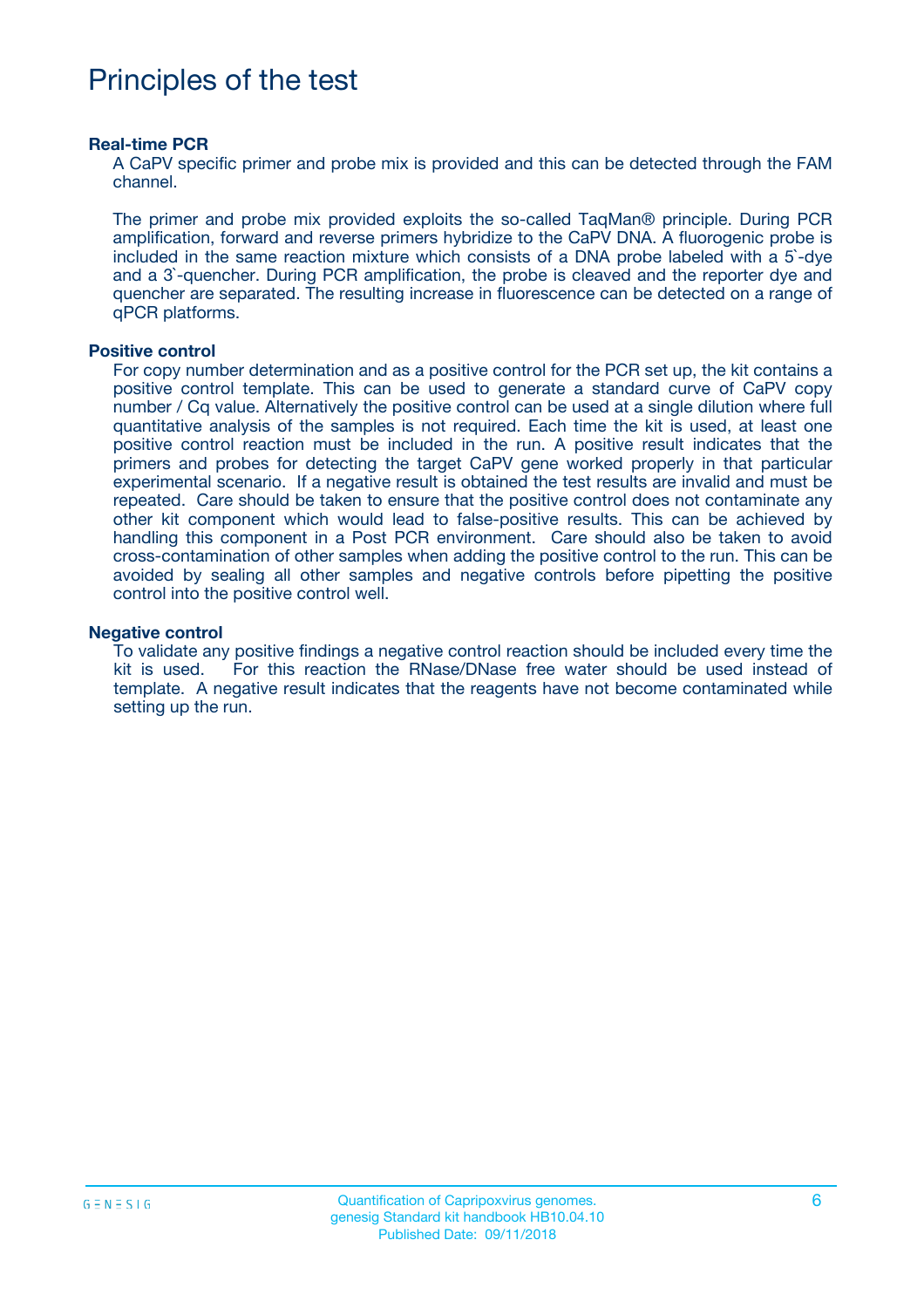# Principles of the test

### Real-time PCR

A CaPV specific primer and probe mix is provided and this can be detected through the FAM channel.

The primer and probe mix provided exploits the so-called TaqMan® principle. During PCR amplification, forward and reverse primers hybridize to the CaPV DNA. A fluorogenic probe is included in the same reaction mixture which consists of a DNA probe labeled with a 5`-dye and a 3`-quencher. During PCR amplification, the probe is cleaved and the reporter dye and quencher are separated. The resulting increase in fluorescence can be detected on a range of qPCR platforms.

### Positive control

For copy number determination and as a positive control for the PCR set up, the kit contains a positive control template. This can be used to generate a standard curve of CaPV copy number / Cq value. Alternatively the positive control can be used at a single dilution where full quantitative analysis of the samples is not required. Each time the kit is used, at least one positive control reaction must be included in the run. A positive result indicates that the primers and probes for detecting the target CaPV gene worked properly in that particular experimental scenario. If a negative result is obtained the test results are invalid and must be repeated. Care should be taken to ensure that the positive control does not contaminate any other kit component which would lead to false-positive results. This can be achieved by handling this component in a Post PCR environment. Care should also be taken to avoid cross-contamination of other samples when adding the positive control to the run. This can be avoided by sealing all other samples and negative controls before pipetting the positive control into the positive control well.

### Negative control

To validate any positive findings a negative control reaction should be included every time the kit is used. For this reaction the RNase/DNase free water should be used instead of template. A negative result indicates that the reagents have not become contaminated while setting up the run.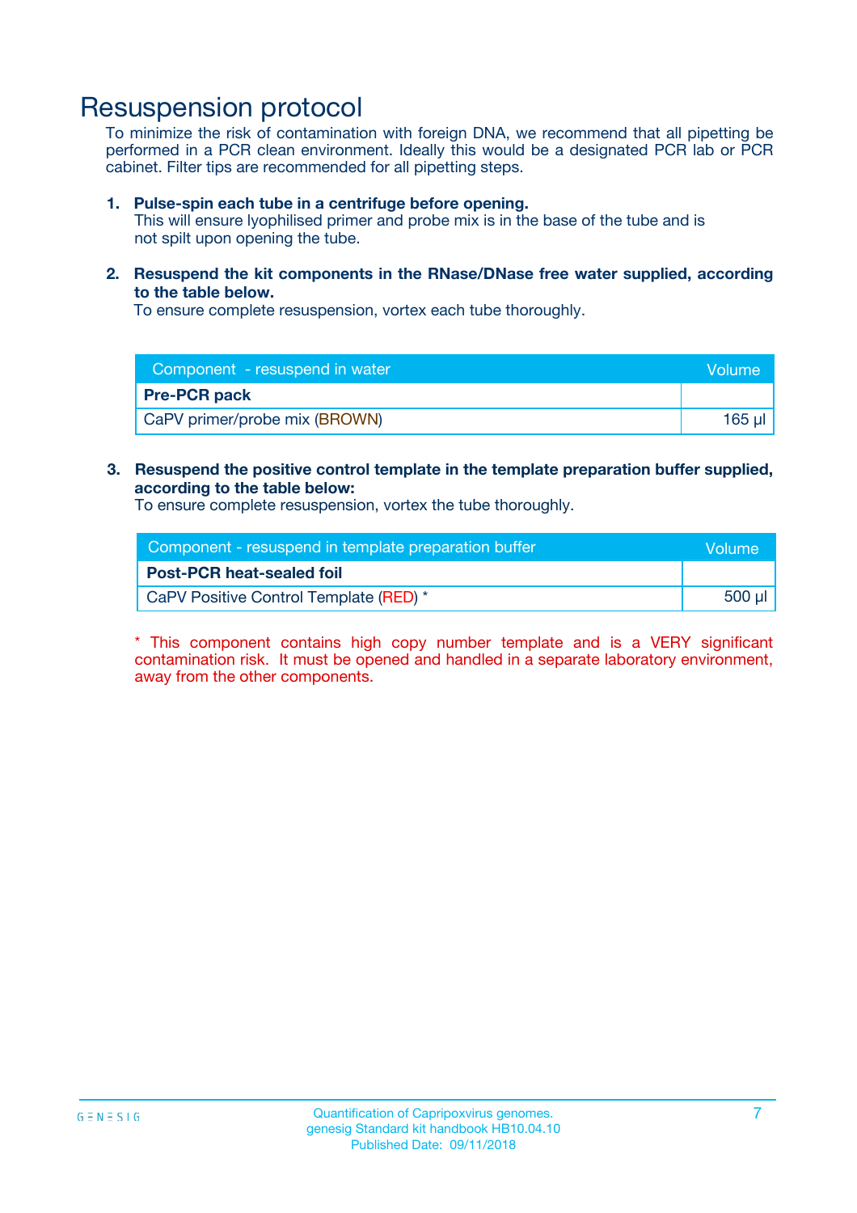# Resuspension protocol

To minimize the risk of contamination with foreign DNA, we recommend that all pipetting be performed in a PCR clean environment. Ideally this would be a designated PCR lab or PCR cabinet. Filter tips are recommended for all pipetting steps.

1. **Pulse-spin each tube in a centrifuge before opening.**
   This will ensure lyophilised primer and probe mix is in the base of the tube and is not spilt upon opening the tube.

2. **Resuspend the kit components in the RNase/DNase free water supplied, according to the table below.**
   To ensure complete resuspension, vortex each tube thoroughly.

| Component - resuspend in water | Volume |
|---|---|
| **Pre-PCR pack** | |
| CaPV primer/probe mix (BROWN) | 165 µl |

3. **Resuspend the positive control template in the template preparation buffer supplied, according to the table below:**
   To ensure complete resuspension, vortex the tube thoroughly.

| Component - resuspend in template preparation buffer | Volume |
|---|---|
| **Post-PCR heat-sealed foil** | |
| CaPV Positive Control Template (RED) * | 500 µl |

* This component contains high copy number template and is a VERY significant contamination risk. It must be opened and handled in a separate laboratory environment, away from the other components.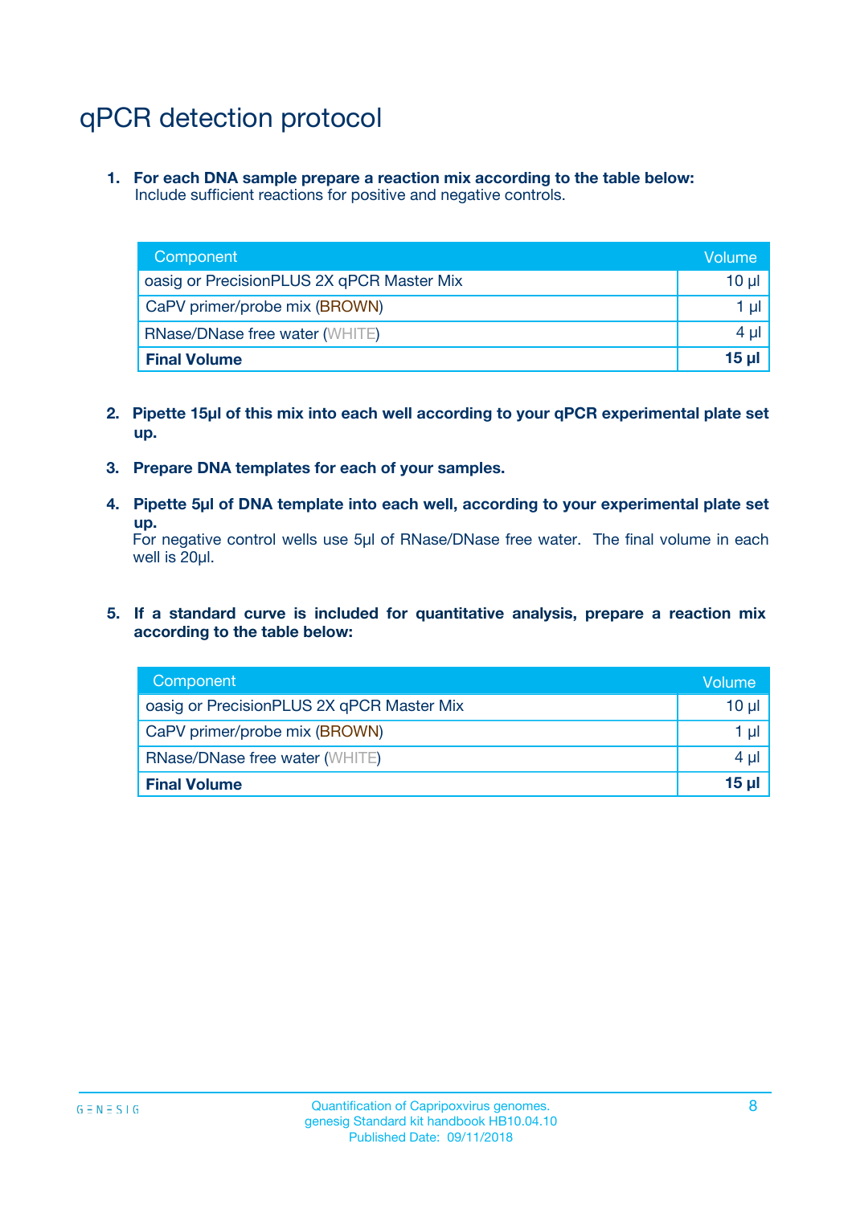# qPCR detection protocol

1. **For each DNA sample prepare a reaction mix according to the table below:**
   Include sufficient reactions for positive and negative controls.

| Component | Volume |
| --- | --- |
| oasig or PrecisionPLUS 2X qPCR Master Mix | 10 µl |
| CaPV primer/probe mix (BROWN) | 1 µl |
| RNase/DNase free water (WHITE) | 4 µl |
| **Final Volume** | **15 µl** |

2. **Pipette 15µl of this mix into each well according to your qPCR experimental plate set up.**

3. **Prepare DNA templates for each of your samples.**

4. **Pipette 5µl of DNA template into each well, according to your experimental plate set up.**
   For negative control wells use 5µl of RNase/DNase free water. The final volume in each well is 20µl.

5. **If a standard curve is included for quantitative analysis, prepare a reaction mix according to the table below:**

| Component | Volume |
| --- | --- |
| oasig or PrecisionPLUS 2X qPCR Master Mix | 10 µl |
| CaPV primer/probe mix (BROWN) | 1 µl |
| RNase/DNase free water (WHITE) | 4 µl |
| **Final Volume** | **15 µl** |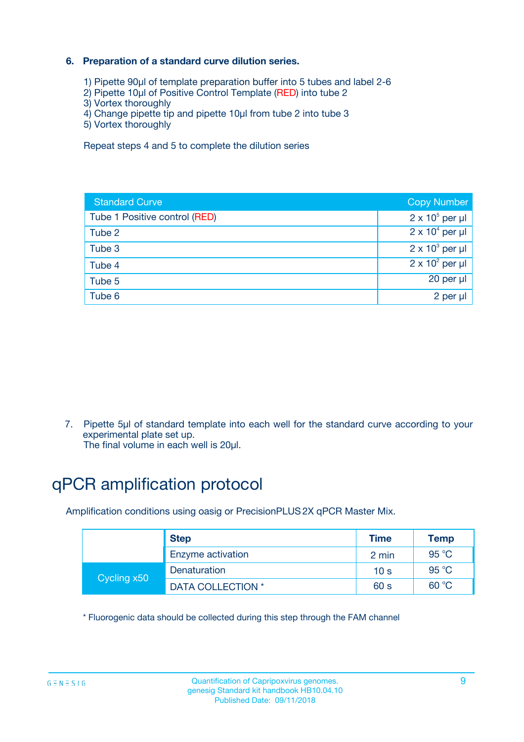### 6. Preparation of a standard curve dilution series.

1) Pipette 90µl of template preparation buffer into 5 tubes and label 2-6
2) Pipette 10µl of Positive Control Template (RED) into tube 2
3) Vortex thoroughly
4) Change pipette tip and pipette 10µl from tube 2 into tube 3
5) Vortex thoroughly

Repeat steps 4 and 5 to complete the dilution series

| Standard Curve | Copy Number |
|---|---|
| Tube 1 Positive control (RED) | $2 \times 10^5$ per µl |
| Tube 2 | $2 \times 10^4$ per µl |
| Tube 3 | $2 \times 10^3$ per µl |
| Tube 4 | $2 \times 10^2$ per µl |
| Tube 5 | 20 per µl |
| Tube 6 | 2 per µl |

7. Pipette 5µl of standard template into each well for the standard curve according to your experimental plate set up.
The final volume in each well is 20µl.

# qPCR amplification protocol

Amplification conditions using oasig or PrecisionPLUS 2X qPCR Master Mix.

| | Step | Time | Temp |
|---|---|---|---|
| | Enzyme activation | 2 min | 95 °C |
| Cycling x50 | Denaturation | 10 s | 95 °C |
| | DATA COLLECTION * | 60 s | 60 °C |

* Fluorogenic data should be collected during this step through the FAM channel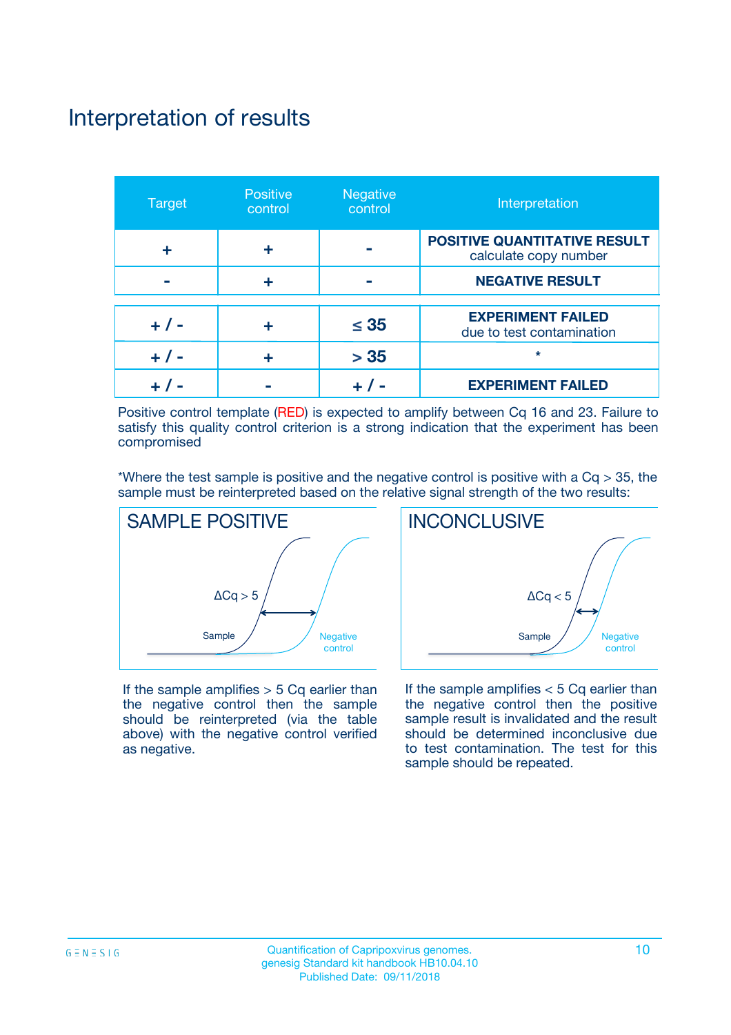# Interpretation of results

| Target | Positive control | Negative control | Interpretation |
|---|---|---|---|
| + | + | - | **POSITIVE QUANTITATIVE RESULT** calculate copy number |
| - | + | - | **NEGATIVE RESULT** |
| + / - | + | ≤ 35 | **EXPERIMENT FAILED** due to test contamination |
| + / - | + | > 35 | * |
| + / - | - | + / - | **EXPERIMENT FAILED** |

Positive control template (RED) is expected to amplify between Cq 16 and 23. Failure to satisfy this quality control criterion is a strong indication that the experiment has been compromised

*Where the test sample is positive and the negative control is positive with a Cq > 35, the sample must be reinterpreted based on the relative signal strength of the two results:

SAMPLE POSITIVE

ΔCq > 5

Sample

Negative control

If the sample amplifies > 5 Cq earlier than the negative control then the sample should be reinterpreted (via the table above) with the negative control verified as negative.

INCONCLUSIVE

ΔCq < 5

Sample

Negative control

If the sample amplifies < 5 Cq earlier than the negative control then the positive sample result is invalidated and the result should be determined inconclusive due to test contamination. The test for this sample should be repeated.